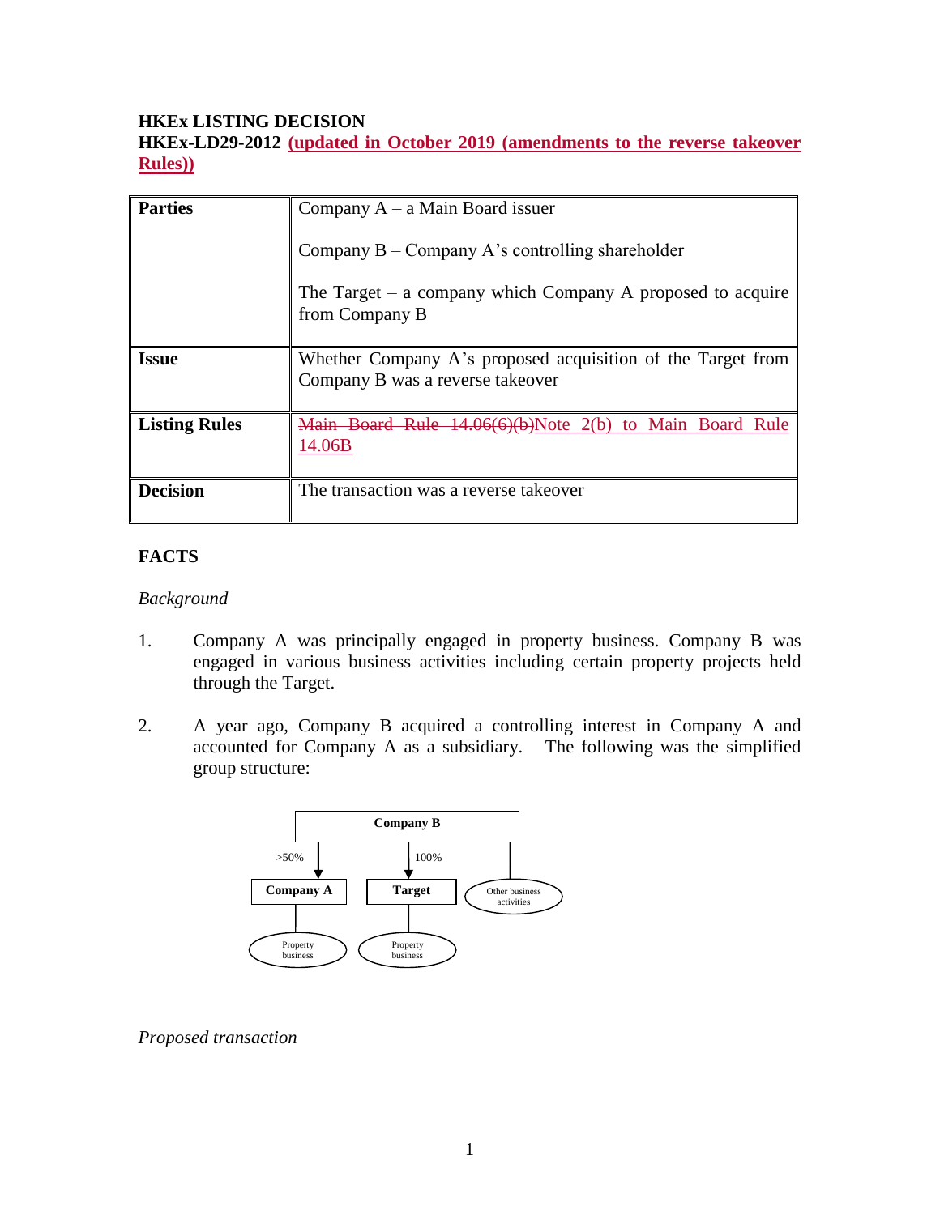**HKEx LISTING DECISION**

**HKEx-LD29-2012 (updated in October 2019 (amendments to the reverse takeover Rules))**

| | |
|---|---|
| **Parties** | Company A – a Main Board issuer<br><br>Company B – Company A's controlling shareholder<br><br>The Target – a company which Company A proposed to acquire from Company B |
| **Issue** | Whether Company A's proposed acquisition of the Target from Company B was a reverse takeover |
| **Listing Rules** | ~~Main Board Rule 14.06(6)(b)~~Note 2(b) to Main Board Rule 14.06B |
| **Decision** | The transaction was a reverse takeover |

**FACTS**

*Background*

1. Company A was principally engaged in property business. Company B was engaged in various business activities including certain property projects held through the Target.

2. A year ago, Company B acquired a controlling interest in Company A and accounted for Company A as a subsidiary. The following was the simplified group structure:

```
                    Company B
        >50% |         | 100%        |
        Company A    Target     (Other business activities)
            |           |
    (Property business) (Property business)
```

*Proposed transaction*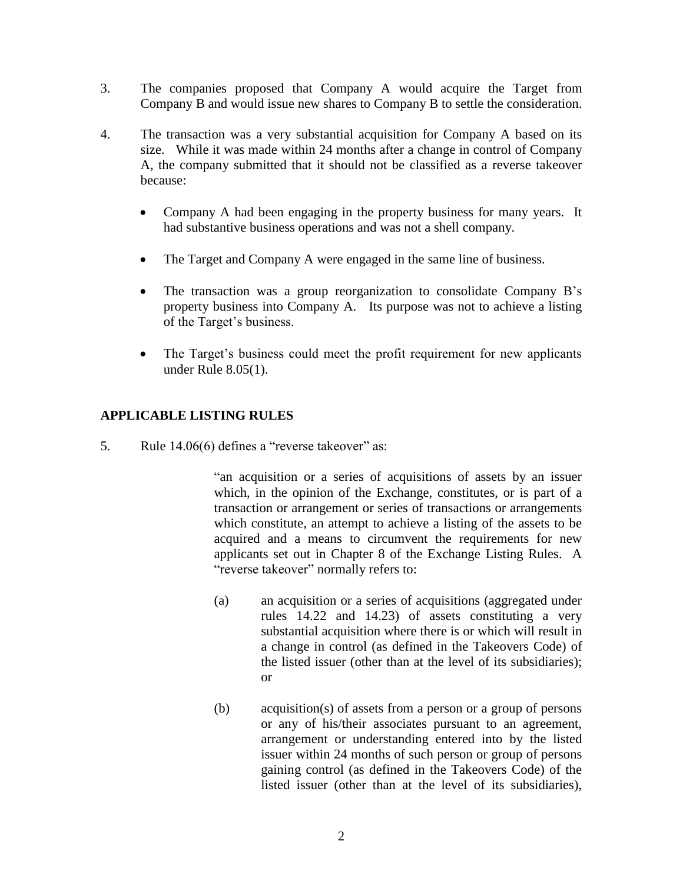3. The companies proposed that Company A would acquire the Target from Company B and would issue new shares to Company B to settle the consideration.

4. The transaction was a very substantial acquisition for Company A based on its size. While it was made within 24 months after a change in control of Company A, the company submitted that it should not be classified as a reverse takeover because:

   - Company A had been engaging in the property business for many years. It had substantive business operations and was not a shell company.

   - The Target and Company A were engaged in the same line of business.

   - The transaction was a group reorganization to consolidate Company B's property business into Company A. Its purpose was not to achieve a listing of the Target's business.

   - The Target's business could meet the profit requirement for new applicants under Rule 8.05(1).

## APPLICABLE LISTING RULES

5. Rule 14.06(6) defines a "reverse takeover" as:

> "an acquisition or a series of acquisitions of assets by an issuer which, in the opinion of the Exchange, constitutes, or is part of a transaction or arrangement or series of transactions or arrangements which constitute, an attempt to achieve a listing of the assets to be acquired and a means to circumvent the requirements for new applicants set out in Chapter 8 of the Exchange Listing Rules. A "reverse takeover" normally refers to:
>
> (a) an acquisition or a series of acquisitions (aggregated under rules 14.22 and 14.23) of assets constituting a very substantial acquisition where there is or which will result in a change in control (as defined in the Takeovers Code) of the listed issuer (other than at the level of its subsidiaries); or
>
> (b) acquisition(s) of assets from a person or a group of persons or any of his/their associates pursuant to an agreement, arrangement or understanding entered into by the listed issuer within 24 months of such person or group of persons gaining control (as defined in the Takeovers Code) of the listed issuer (other than at the level of its subsidiaries),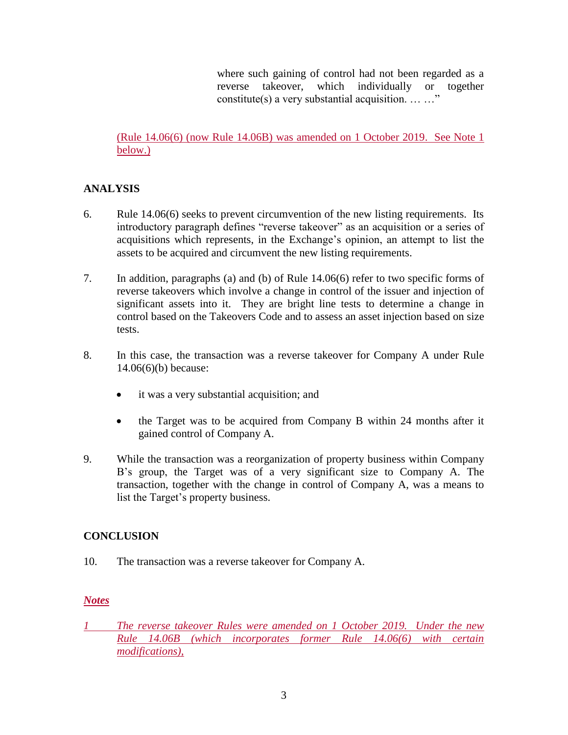where such gaining of control had not been regarded as a reverse takeover, which individually or together constitute(s) a very substantial acquisition. … …"

(Rule 14.06(6) (now Rule 14.06B) was amended on 1 October 2019. See Note 1 below.)

## ANALYSIS

6. Rule 14.06(6) seeks to prevent circumvention of the new listing requirements. Its introductory paragraph defines "reverse takeover" as an acquisition or a series of acquisitions which represents, in the Exchange's opinion, an attempt to list the assets to be acquired and circumvent the new listing requirements.

7. In addition, paragraphs (a) and (b) of Rule 14.06(6) refer to two specific forms of reverse takeovers which involve a change in control of the issuer and injection of significant assets into it. They are bright line tests to determine a change in control based on the Takeovers Code and to assess an asset injection based on size tests.

8. In this case, the transaction was a reverse takeover for Company A under Rule 14.06(6)(b) because:

   - it was a very substantial acquisition; and
   - the Target was to be acquired from Company B within 24 months after it gained control of Company A.

9. While the transaction was a reorganization of property business within Company B's group, the Target was of a very significant size to Company A. The transaction, together with the change in control of Company A, was a means to list the Target's property business.

## CONCLUSION

10. The transaction was a reverse takeover for Company A.

***Notes***

*1 The reverse takeover Rules were amended on 1 October 2019. Under the new Rule 14.06B (which incorporates former Rule 14.06(6) with certain modifications),*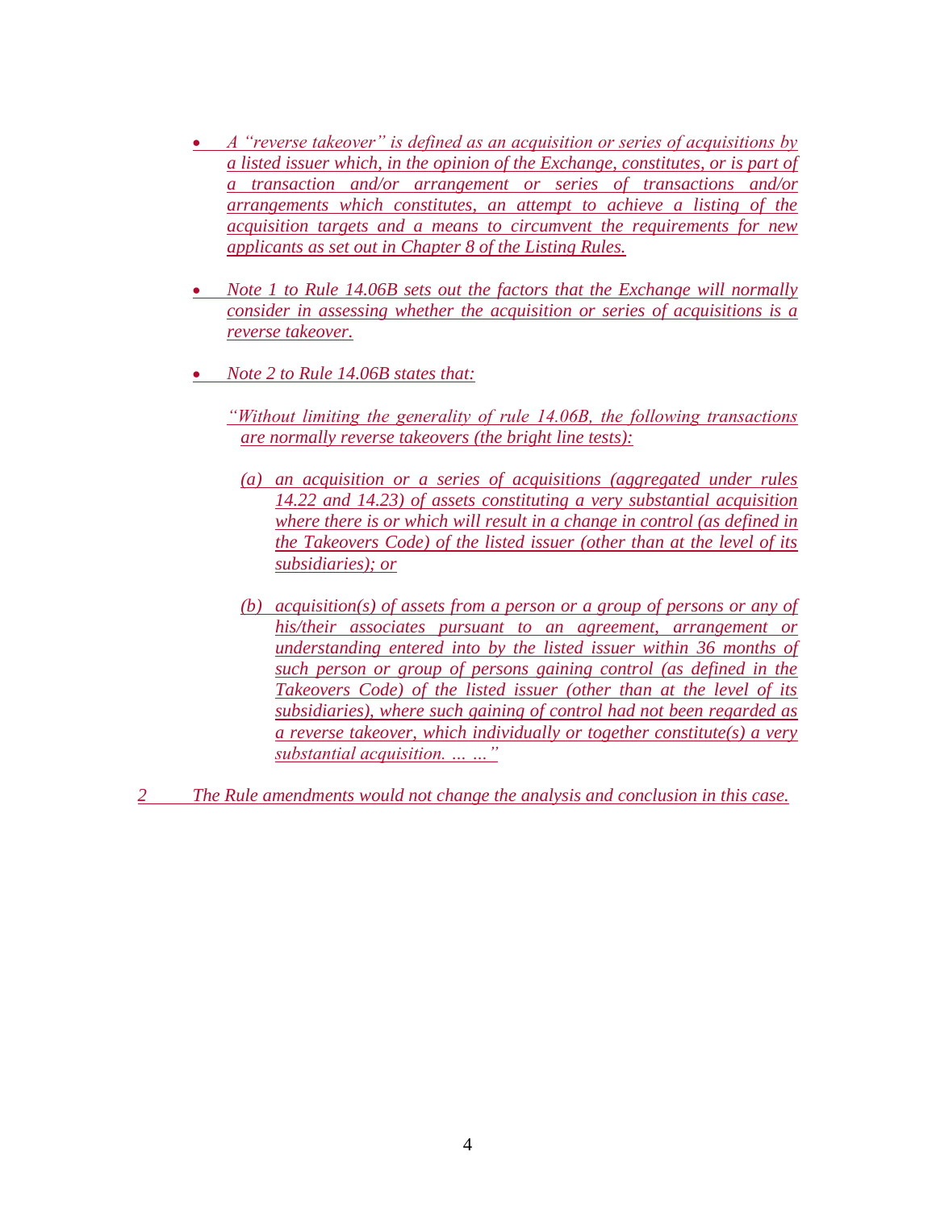- *A "reverse takeover" is defined as an acquisition or series of acquisitions by a listed issuer which, in the opinion of the Exchange, constitutes, or is part of a transaction and/or arrangement or series of transactions and/or arrangements which constitutes, an attempt to achieve a listing of the acquisition targets and a means to circumvent the requirements for new applicants as set out in Chapter 8 of the Listing Rules.*

- *Note 1 to Rule 14.06B sets out the factors that the Exchange will normally consider in assessing whether the acquisition or series of acquisitions is a reverse takeover.*

- *Note 2 to Rule 14.06B states that:*

  *"Without limiting the generality of rule 14.06B, the following transactions are normally reverse takeovers (the bright line tests):*

  *(a) an acquisition or a series of acquisitions (aggregated under rules 14.22 and 14.23) of assets constituting a very substantial acquisition where there is or which will result in a change in control (as defined in the Takeovers Code) of the listed issuer (other than at the level of its subsidiaries); or*

  *(b) acquisition(s) of assets from a person or a group of persons or any of his/their associates pursuant to an agreement, arrangement or understanding entered into by the listed issuer within 36 months of such person or group of persons gaining control (as defined in the Takeovers Code) of the listed issuer (other than at the level of its subsidiaries), where such gaining of control had not been regarded as a reverse takeover, which individually or together constitute(s) a very substantial acquisition. … …"*

*2 The Rule amendments would not change the analysis and conclusion in this case.*